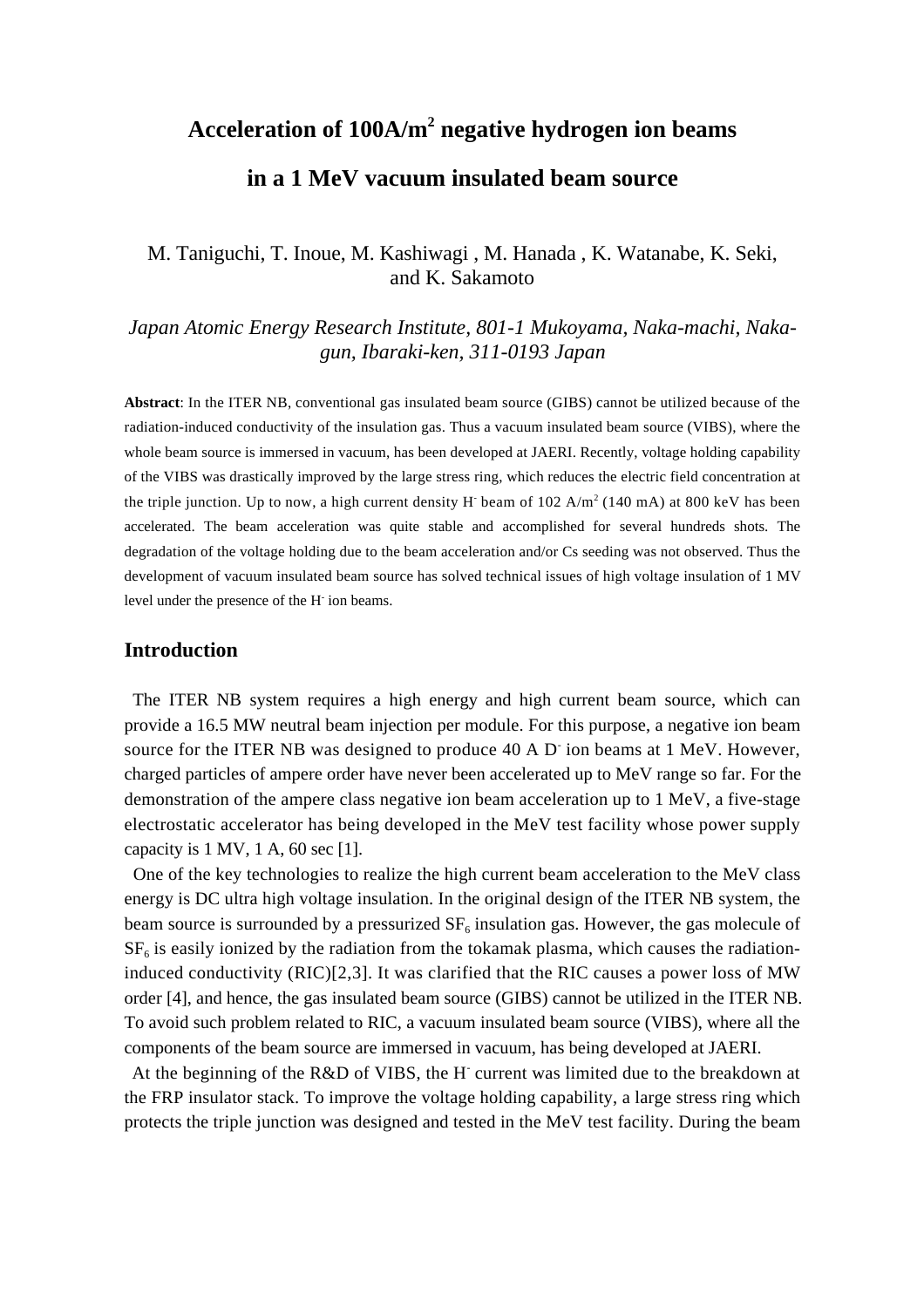# Acceleration of 100A/m$^2$ negative hydrogen ion beams in a 1 MeV vacuum insulated beam source

M. Taniguchi, T. Inoue, M. Kashiwagi , M. Hanada , K. Watanabe, K. Seki, and K. Sakamoto

*Japan Atomic Energy Research Institute, 801-1 Mukoyama, Naka-machi, Naka-gun, Ibaraki-ken, 311-0193 Japan*

**Abstract**: In the ITER NB, conventional gas insulated beam source (GIBS) cannot be utilized because of the radiation-induced conductivity of the insulation gas. Thus a vacuum insulated beam source (VIBS), where the whole beam source is immersed in vacuum, has been developed at JAERI. Recently, voltage holding capability of the VIBS was drastically improved by the large stress ring, which reduces the electric field concentration at the triple junction. Up to now, a high current density $H^-$ beam of 102 A/m$^2$ (140 mA) at 800 keV has been accelerated. The beam acceleration was quite stable and accomplished for several hundreds shots. The degradation of the voltage holding due to the beam acceleration and/or Cs seeding was not observed. Thus the development of vacuum insulated beam source has solved technical issues of high voltage insulation of 1 MV level under the presence of the $H^-$ ion beams.

## Introduction

The ITER NB system requires a high energy and high current beam source, which can provide a 16.5 MW neutral beam injection per module. For this purpose, a negative ion beam source for the ITER NB was designed to produce 40 A $D^-$ ion beams at 1 MeV. However, charged particles of ampere order have never been accelerated up to MeV range so far. For the demonstration of the ampere class negative ion beam acceleration up to 1 MeV, a five-stage electrostatic accelerator has being developed in the MeV test facility whose power supply capacity is 1 MV, 1 A, 60 sec [1].

One of the key technologies to realize the high current beam acceleration to the MeV class energy is DC ultra high voltage insulation. In the original design of the ITER NB system, the beam source is surrounded by a pressurized $SF_6$ insulation gas. However, the gas molecule of $SF_6$ is easily ionized by the radiation from the tokamak plasma, which causes the radiation-induced conductivity (RIC)[2,3]. It was clarified that the RIC causes a power loss of MW order [4], and hence, the gas insulated beam source (GIBS) cannot be utilized in the ITER NB. To avoid such problem related to RIC, a vacuum insulated beam source (VIBS), where all the components of the beam source are immersed in vacuum, has being developed at JAERI.

At the beginning of the R&D of VIBS, the $H^-$ current was limited due to the breakdown at the FRP insulator stack. To improve the voltage holding capability, a large stress ring which protects the triple junction was designed and tested in the MeV test facility. During the beam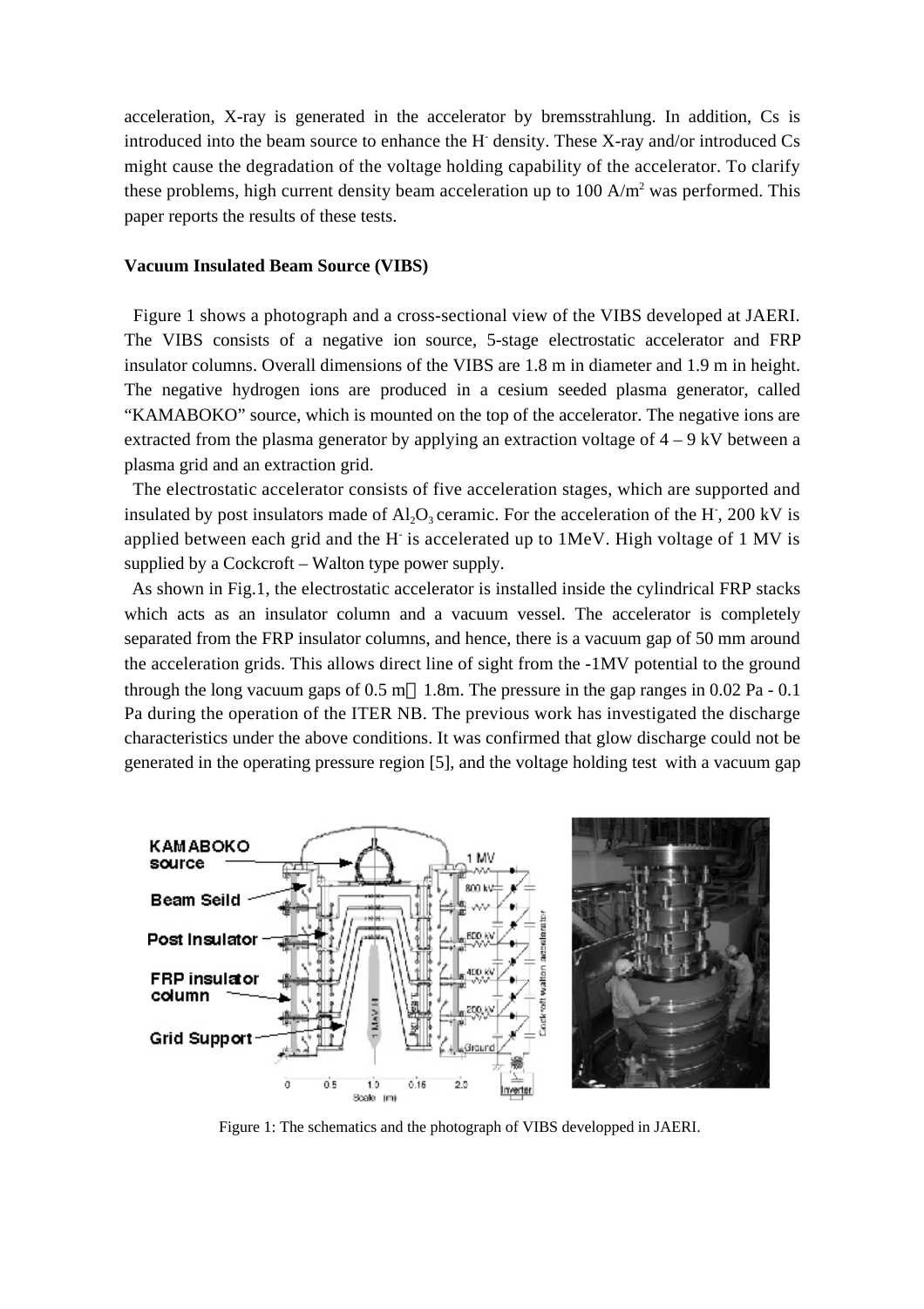acceleration, X-ray is generated in the accelerator by bremsstrahlung. In addition, Cs is introduced into the beam source to enhance the $H^-$ density. These X-ray and/or introduced Cs might cause the degradation of the voltage holding capability of the accelerator. To clarify these problems, high current density beam acceleration up to 100 $A/m^2$ was performed. This paper reports the results of these tests.

**Vacuum Insulated Beam Source (VIBS)**

Figure 1 shows a photograph and a cross-sectional view of the VIBS developed at JAERI. The VIBS consists of a negative ion source, 5-stage electrostatic accelerator and FRP insulator columns. Overall dimensions of the VIBS are 1.8 m in diameter and 1.9 m in height. The negative hydrogen ions are produced in a cesium seeded plasma generator, called "KAMABOKO" source, which is mounted on the top of the accelerator. The negative ions are extracted from the plasma generator by applying an extraction voltage of 4 – 9 kV between a plasma grid and an extraction grid.

The electrostatic accelerator consists of five acceleration stages, which are supported and insulated by post insulators made of $Al_2O_3$ ceramic. For the acceleration of the $H^-$, 200 kV is applied between each grid and the $H^-$ is accelerated up to 1MeV. High voltage of 1 MV is supplied by a Cockcroft – Walton type power supply.

As shown in Fig.1, the electrostatic accelerator is installed inside the cylindrical FRP stacks which acts as an insulator column and a vacuum vessel. The accelerator is completely separated from the FRP insulator columns, and hence, there is a vacuum gap of 50 mm around the acceleration grids. This allows direct line of sight from the -1MV potential to the ground through the long vacuum gaps of 0.5 m – 1.8m. The pressure in the gap ranges in 0.02 Pa - 0.1 Pa during the operation of the ITER NB. The previous work has investigated the discharge characteristics under the above conditions. It was confirmed that glow discharge could not be generated in the operating pressure region [5], and the voltage holding test with a vacuum gap

Figure 1: The schematics and the photograph of VIBS developped in JAERI.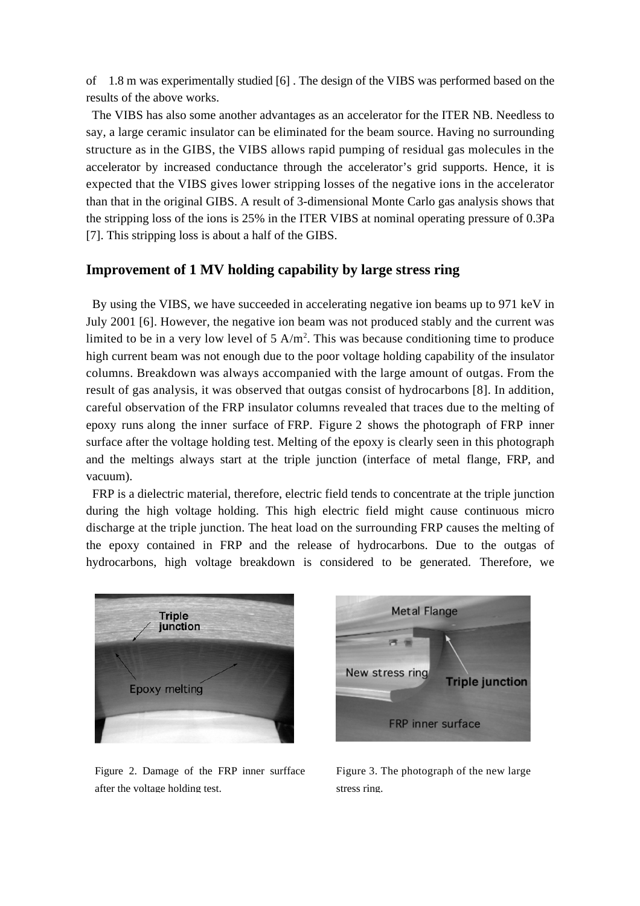of 1.8 m was experimentally studied [6] . The design of the VIBS was performed based on the results of the above works.

The VIBS has also some another advantages as an accelerator for the ITER NB. Needless to say, a large ceramic insulator can be eliminated for the beam source. Having no surrounding structure as in the GIBS, the VIBS allows rapid pumping of residual gas molecules in the accelerator by increased conductance through the accelerator's grid supports. Hence, it is expected that the VIBS gives lower stripping losses of the negative ions in the accelerator than that in the original GIBS. A result of 3-dimensional Monte Carlo gas analysis shows that the stripping loss of the ions is 25% in the ITER VIBS at nominal operating pressure of 0.3Pa [7]. This stripping loss is about a half of the GIBS.

## Improvement of 1 MV holding capability by large stress ring

By using the VIBS, we have succeeded in accelerating negative ion beams up to 971 keV in July 2001 [6]. However, the negative ion beam was not produced stably and the current was limited to be in a very low level of 5 $A/m^2$. This was because conditioning time to produce high current beam was not enough due to the poor voltage holding capability of the insulator columns. Breakdown was always accompanied with the large amount of outgas. From the result of gas analysis, it was observed that outgas consist of hydrocarbons [8]. In addition, careful observation of the FRP insulator columns revealed that traces due to the melting of epoxy runs along the inner surface of FRP. Figure 2 shows the photograph of FRP inner surface after the voltage holding test. Melting of the epoxy is clearly seen in this photograph and the meltings always start at the triple junction (interface of metal flange, FRP, and vacuum).

FRP is a dielectric material, therefore, electric field tends to concentrate at the triple junction during the high voltage holding. This high electric field might cause continuous micro discharge at the triple junction. The heat load on the surrounding FRP causes the melting of the epoxy contained in FRP and the release of hydrocarbons. Due to the outgas of hydrocarbons, high voltage breakdown is considered to be generated. Therefore, we

Figure 2. Damage of the FRP inner surfface after the voltage holding test.

Figure 3. The photograph of the new large stress ring.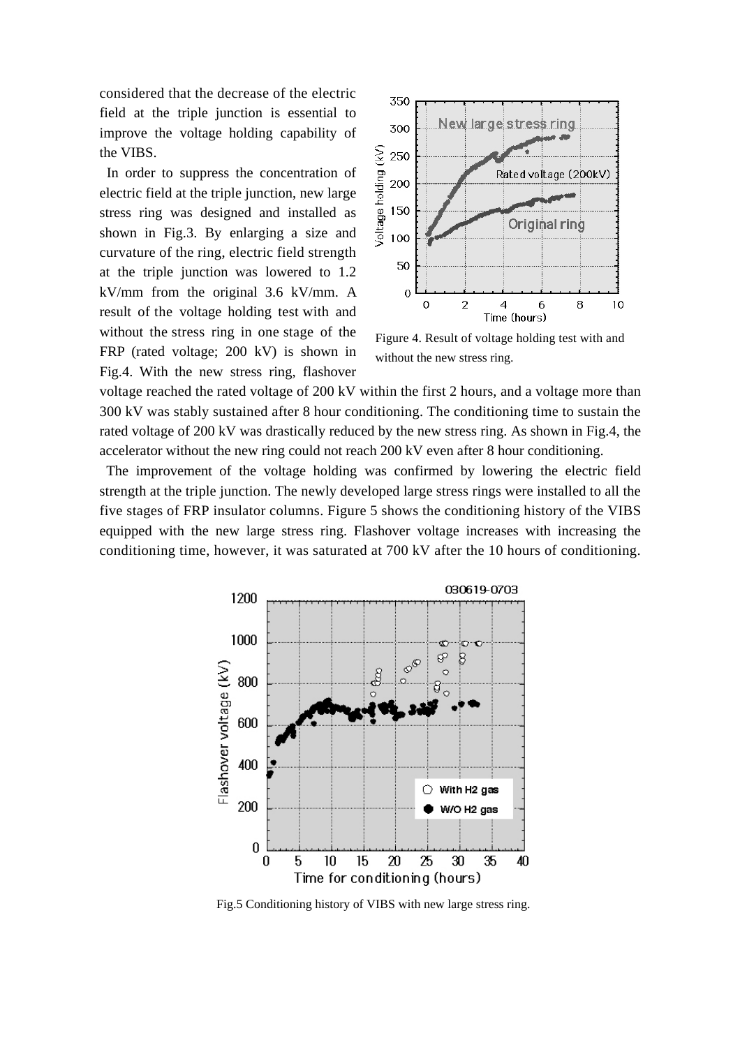considered that the decrease of the electric field at the triple junction is essential to improve the voltage holding capability of the VIBS.

In order to suppress the concentration of electric field at the triple junction, new large stress ring was designed and installed as shown in Fig.3. By enlarging a size and curvature of the ring, electric field strength at the triple junction was lowered to 1.2 kV/mm from the original 3.6 kV/mm. A result of the voltage holding test with and without the stress ring in one stage of the FRP (rated voltage; 200 kV) is shown in Fig.4. With the new stress ring, flashover voltage reached the rated voltage of 200 kV within the first 2 hours, and a voltage more than 300 kV was stably sustained after 8 hour conditioning. The conditioning time to sustain the rated voltage of 200 kV was drastically reduced by the new stress ring. As shown in Fig.4, the accelerator without the new ring could not reach 200 kV even after 8 hour conditioning.

Figure 4. Result of voltage holding test with and without the new stress ring.

The improvement of the voltage holding was confirmed by lowering the electric field strength at the triple junction. The newly developed large stress rings were installed to all the five stages of FRP insulator columns. Figure 5 shows the conditioning history of the VIBS equipped with the new large stress ring. Flashover voltage increases with increasing the conditioning time, however, it was saturated at 700 kV after the 10 hours of conditioning.

Fig.5 Conditioning history of VIBS with new large stress ring.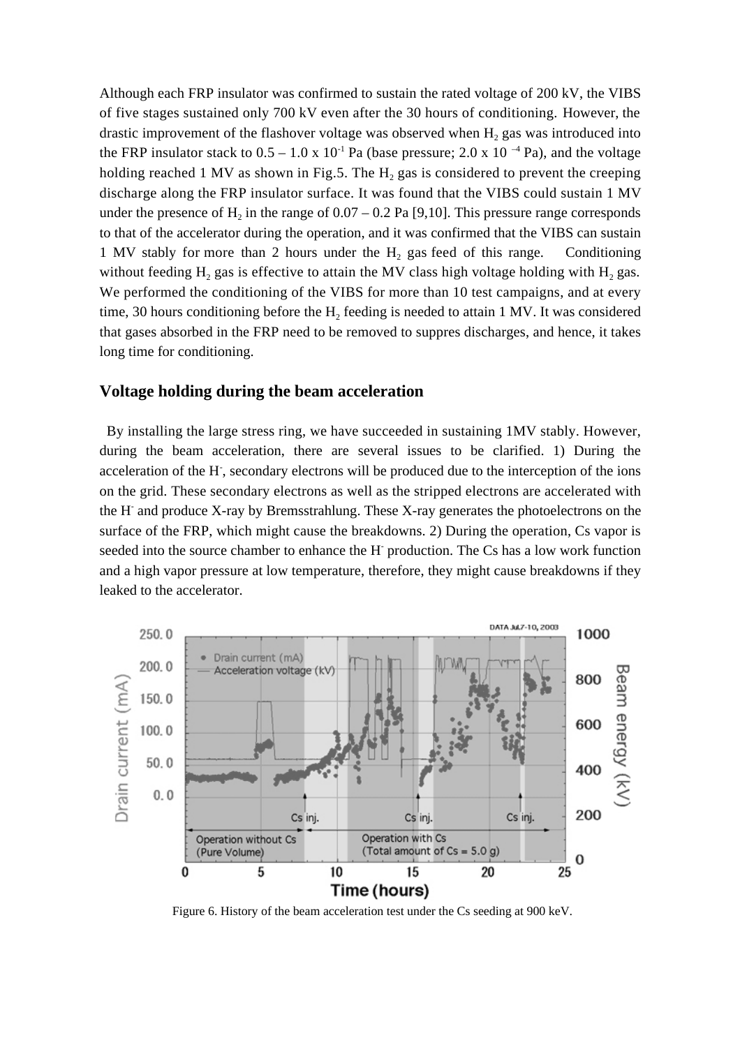Although each FRP insulator was confirmed to sustain the rated voltage of 200 kV, the VIBS of five stages sustained only 700 kV even after the 30 hours of conditioning. However, the drastic improvement of the flashover voltage was observed when $H_2$ gas was introduced into the FRP insulator stack to 0.5 – 1.0 x $10^{-1}$ Pa (base pressure; 2.0 x $10^{-4}$ Pa), and the voltage holding reached 1 MV as shown in Fig.5. The $H_2$ gas is considered to prevent the creeping discharge along the FRP insulator surface. It was found that the VIBS could sustain 1 MV under the presence of $H_2$ in the range of 0.07 – 0.2 Pa [9,10]. This pressure range corresponds to that of the accelerator during the operation, and it was confirmed that the VIBS can sustain 1 MV stably for more than 2 hours under the $H_2$ gas feed of this range. Conditioning without feeding $H_2$ gas is effective to attain the MV class high voltage holding with $H_2$ gas. We performed the conditioning of the VIBS for more than 10 test campaigns, and at every time, 30 hours conditioning before the $H_2$ feeding is needed to attain 1 MV. It was considered that gases absorbed in the FRP need to be removed to suppres discharges, and hence, it takes long time for conditioning.

## Voltage holding during the beam acceleration

By installing the large stress ring, we have succeeded in sustaining 1MV stably. However, during the beam acceleration, there are several issues to be clarified. 1) During the acceleration of the $H^-$, secondary electrons will be produced due to the interception of the ions on the grid. These secondary electrons as well as the stripped electrons are accelerated with the $H^-$ and produce X-ray by Bremsstrahlung. These X-ray generates the photoelectrons on the surface of the FRP, which might cause the breakdowns. 2) During the operation, Cs vapor is seeded into the source chamber to enhance the $H^-$ production. The Cs has a low work function and a high vapor pressure at low temperature, therefore, they might cause breakdowns if they leaked to the accelerator.

Figure 6. History of the beam acceleration test under the Cs seeding at 900 keV.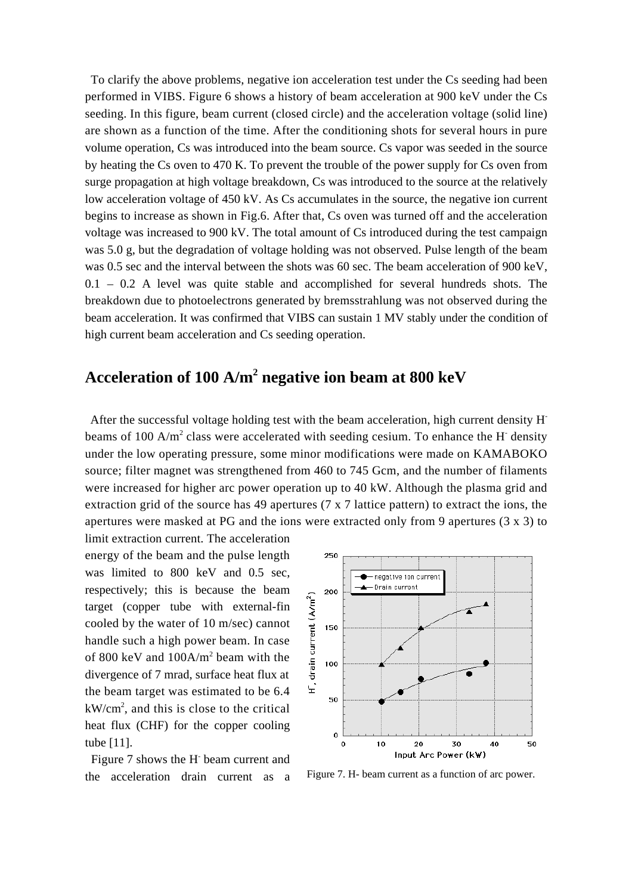To clarify the above problems, negative ion acceleration test under the Cs seeding had been performed in VIBS. Figure 6 shows a history of beam acceleration at 900 keV under the Cs seeding. In this figure, beam current (closed circle) and the acceleration voltage (solid line) are shown as a function of the time. After the conditioning shots for several hours in pure volume operation, Cs was introduced into the beam source. Cs vapor was seeded in the source by heating the Cs oven to 470 K. To prevent the trouble of the power supply for Cs oven from surge propagation at high voltage breakdown, Cs was introduced to the source at the relatively low acceleration voltage of 450 kV. As Cs accumulates in the source, the negative ion current begins to increase as shown in Fig.6. After that, Cs oven was turned off and the acceleration voltage was increased to 900 kV. The total amount of Cs introduced during the test campaign was 5.0 g, but the degradation of voltage holding was not observed. Pulse length of the beam was 0.5 sec and the interval between the shots was 60 sec. The beam acceleration of 900 keV, 0.1 – 0.2 A level was quite stable and accomplished for several hundreds shots. The breakdown due to photoelectrons generated by bremsstrahlung was not observed during the beam acceleration. It was confirmed that VIBS can sustain 1 MV stably under the condition of high current beam acceleration and Cs seeding operation.

## Acceleration of 100 A/m$^2$ negative ion beam at 800 keV

After the successful voltage holding test with the beam acceleration, high current density $H^-$ beams of 100 A/m$^2$ class were accelerated with seeding cesium. To enhance the $H^-$ density under the low operating pressure, some minor modifications were made on KAMABOKO source; filter magnet was strengthened from 460 to 745 Gcm, and the number of filaments were increased for higher arc power operation up to 40 kW. Although the plasma grid and extraction grid of the source has 49 apertures (7 x 7 lattice pattern) to extract the ions, the apertures were masked at PG and the ions were extracted only from 9 apertures (3 x 3) to limit extraction current. The acceleration energy of the beam and the pulse length was limited to 800 keV and 0.5 sec, respectively; this is because the beam target (copper tube with external-fin cooled by the water of 10 m/sec) cannot handle such a high power beam. In case of 800 keV and 100A/m$^2$ beam with the divergence of 7 mrad, surface heat flux at the beam target was estimated to be 6.4 kW/cm$^2$, and this is close to the critical heat flux (CHF) for the copper cooling tube [11].

Figure 7. H- beam current as a function of arc power.

Figure 7 shows the $H^-$ beam current and the acceleration drain current as a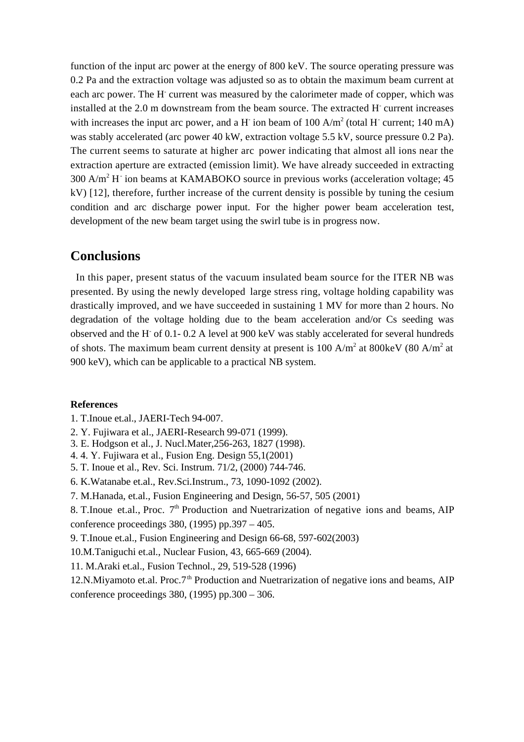function of the input arc power at the energy of 800 keV. The source operating pressure was 0.2 Pa and the extraction voltage was adjusted so as to obtain the maximum beam current at each arc power. The $H^-$ current was measured by the calorimeter made of copper, which was installed at the 2.0 m downstream from the beam source. The extracted $H^-$ current increases with increases the input arc power, and a $H^-$ ion beam of 100 $A/m^2$ (total $H^-$ current; 140 mA) was stably accelerated (arc power 40 kW, extraction voltage 5.5 kV, source pressure 0.2 Pa). The current seems to saturate at higher arc power indicating that almost all ions near the extraction aperture are extracted (emission limit). We have already succeeded in extracting 300 $A/m^2$ $H^-$ ion beams at KAMABOKO source in previous works (acceleration voltage; 45 kV) [12], therefore, further increase of the current density is possible by tuning the cesium condition and arc discharge power input. For the higher power beam acceleration test, development of the new beam target using the swirl tube is in progress now.

## Conclusions

In this paper, present status of the vacuum insulated beam source for the ITER NB was presented. By using the newly developed large stress ring, voltage holding capability was drastically improved, and we have succeeded in sustaining 1 MV for more than 2 hours. No degradation of the voltage holding due to the beam acceleration and/or Cs seeding was observed and the $H^-$ of 0.1- 0.2 A level at 900 keV was stably accelerated for several hundreds of shots. The maximum beam current density at present is 100 $A/m^2$ at 800keV (80 $A/m^2$ at 900 keV), which can be applicable to a practical NB system.

**References**

1. T.Inoue et.al., JAERI-Tech 94-007.
2. Y. Fujiwara et al., JAERI-Research 99-071 (1999).
3. E. Hodgson et al., J. Nucl.Mater,256-263, 1827 (1998).
4. 4. Y. Fujiwara et al., Fusion Eng. Design 55,1(2001)
5. T. Inoue et al., Rev. Sci. Instrum. 71/2, (2000) 744-746.
6. K.Watanabe et.al., Rev.Sci.Instrum., 73, 1090-1092 (2002).
7. M.Hanada, et.al., Fusion Engineering and Design, 56-57, 505 (2001)
8. T.Inoue et.al., Proc. 7th Production and Nuetrarization of negative ions and beams, AIP conference proceedings 380, (1995) pp.397 – 405.
9. T.Inoue et.al., Fusion Engineering and Design 66-68, 597-602(2003)
10. M.Taniguchi et.al., Nuclear Fusion, 43, 665-669 (2004).
11. M.Araki et.al., Fusion Technol., 29, 519-528 (1996)
12. N.Miyamoto et.al. Proc.7th Production and Nuetrarization of negative ions and beams, AIP conference proceedings 380, (1995) pp.300 – 306.